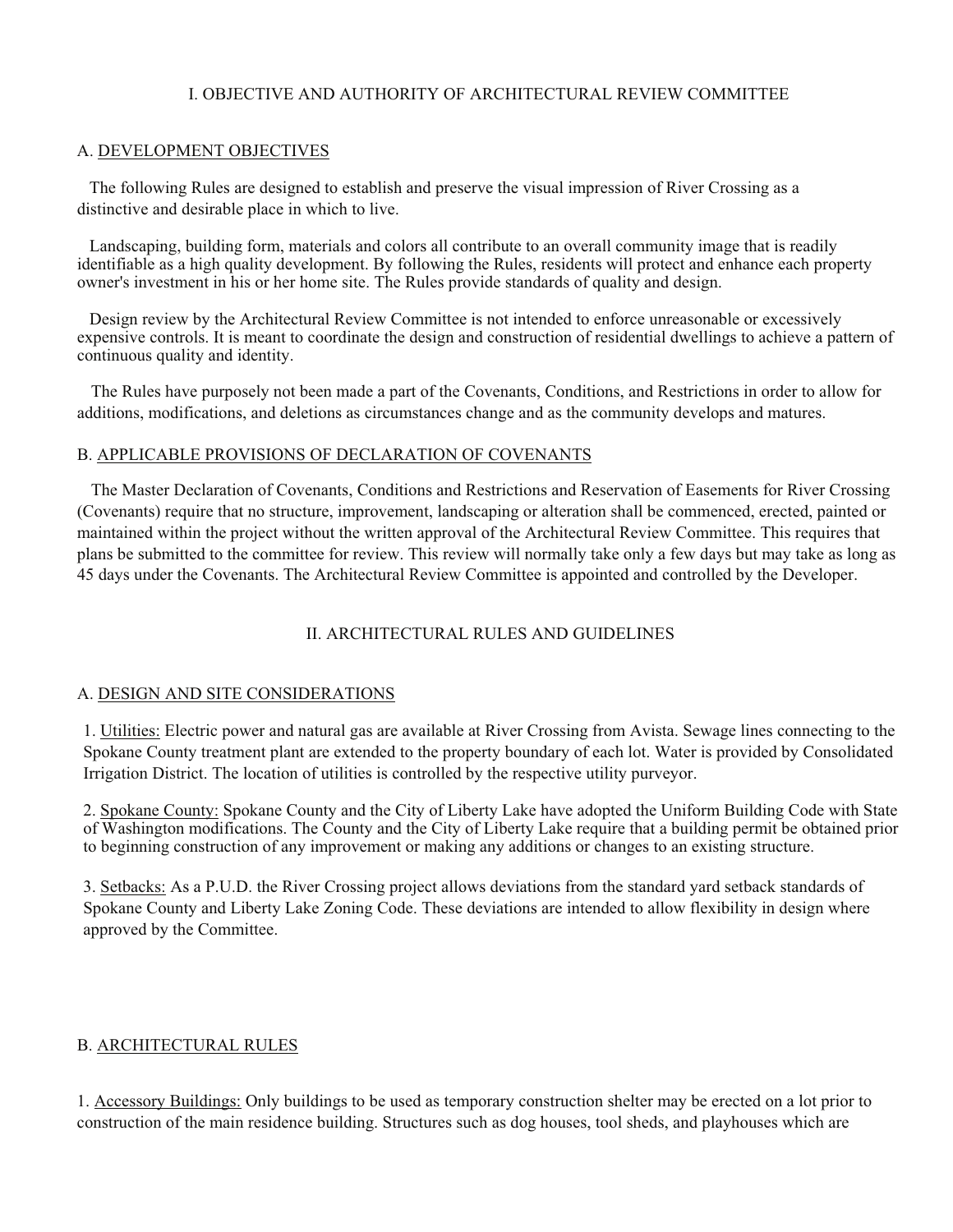# I. OBJECTIVE AND AUTHORITY OF ARCHITECTURAL REVIEW COMMITTEE

## A. DEVELOPMENT OBJECTIVES

The following Rules are designed to establish and preserve the visual impression of River Crossing as a distinctive and desirable place in which to live.

Landscaping, building form, materials and colors all contribute to an overall community image that is readily identifiable as a high quality development. By following the Rules, residents will protect and enhance each property owner's investment in his or her home site. The Rules provide standards of quality and design.

Design review by the Architectural Review Committee is not intended to enforce unreasonable or excessively expensive controls. It is meant to coordinate the design and construction of residential dwellings to achieve a pattern of continuous quality and identity.

The Rules have purposely not been made a part of the Covenants, Conditions, and Restrictions in order to allow for additions, modifications, and deletions as circumstances change and as the community develops and matures.

## B. APPLICABLE PROVISIONS OF DECLARATION OF COVENANTS

The Master Declaration of Covenants, Conditions and Restrictions and Reservation of Easements for River Crossing (Covenants) require that no structure, improvement, landscaping or alteration shall be commenced, erected, painted or maintained within the project without the written approval of the Architectural Review Committee. This requires that plans be submitted to the committee for review. This review will normally take only a few days but may take as long as 45 days under the Covenants. The Architectural Review Committee is appointed and controlled by the Developer.

# II. ARCHITECTURAL RULES AND GUIDELINES

## A. DESIGN AND SITE CONSIDERATIONS

1. Utilities: Electric power and natural gas are available at River Crossing from Avista. Sewage lines connecting to the Spokane County treatment plant are extended to the property boundary of each lot. Water is provided by Consolidated Irrigation District. The location of utilities is controlled by the respective utility purveyor.

2. Spokane County: Spokane County and the City of Liberty Lake have adopted the Uniform Building Code with State of Washington modifications. The County and the City of Liberty Lake require that a building permit be obtained prior to beginning construction of any improvement or making any additions or changes to an existing structure.

3. Setbacks: As a P.U.D. the River Crossing project allows deviations from the standard yard setback standards of Spokane County and Liberty Lake Zoning Code. These deviations are intended to allow flexibility in design where approved by the Committee.

## B. ARCHITECTURAL RULES

1. Accessory Buildings: Only buildings to be used as temporary construction shelter may be erected on a lot prior to construction of the main residence building. Structures such as dog houses, tool sheds, and playhouses which are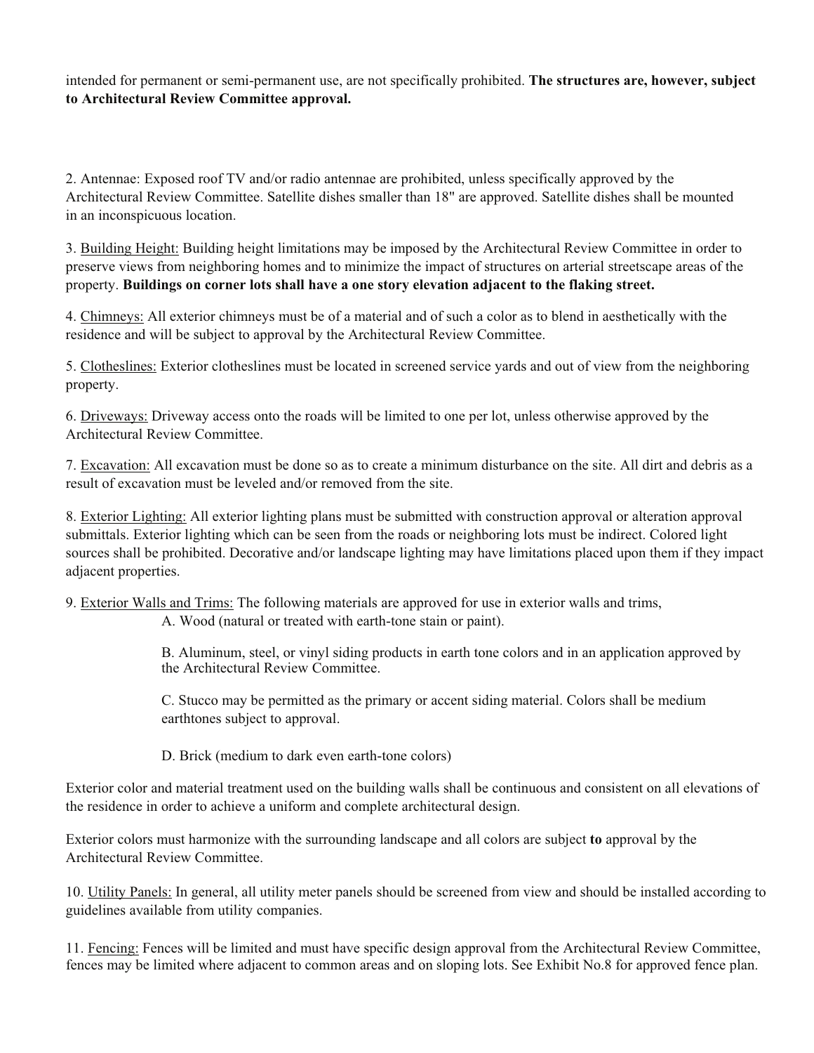intended for permanent or semi-permanent use, are not specifically prohibited. **The structures are, however, subject to Architectural Review Committee approval.**

2. Antennae: Exposed roof TV and/or radio antennae are prohibited, unless specifically approved by the Architectural Review Committee. Satellite dishes smaller than 18" are approved. Satellite dishes shall be mounted in an inconspicuous location.

3. <u>Building Height:</u> Building height limitations may be imposed by the Architectural Review Committee in order to preserve views from neighboring homes and to minimize the impact of structures on arterial streetscape areas of the property. **Buildings on corner lots shall have a one story elevation adjacent to the flaking street.**

4. <u>Chimneys:</u> All exterior chimneys must be of a material and of such a color as to blend in aesthetically with the residence and will be subject to approval by the Architectural Review Committee.

5. <u>Clotheslines:</u> Exterior clotheslines must be located in screened service yards and out of view from the neighboring property.

6. <u>Driveways:</u> Driveway access onto the roads will be limited to one per lot, unless otherwise approved by the Architectural Review Committee.

7. <u>Excavation:</u> All excavation must be done so as to create a minimum disturbance on the site. All dirt and debris as a result of excavation must be leveled and/or removed from the site.

8. <u>Exterior Lighting:</u> All exterior lighting plans must be submitted with construction approval or alteration approval submittals. Exterior lighting which can be seen from the roads or neighboring lots must be indirect. Colored light sources shall be prohibited. Decorative and/or landscape lighting may have limitations placed upon them if they impact adjacent properties.

9. <u>Exterior Walls and Trims:</u> The following materials are approved for use in exterior walls and trims,

A. Wood (natural or treated with earth-tone stain or paint).

B. Aluminum, steel, or vinyl siding products in earth tone colors and in an application approved by the Architectural Review Committee.

C. Stucco may be permitted as the primary or accent siding material. Colors shall be medium earthtones subject to approval.

D. Brick (medium to dark even earth-tone colors)

Exterior color and material treatment used on the building walls shall be continuous and consistent on all elevations of the residence in order to achieve a uniform and complete architectural design.

Exterior colors must harmonize with the surrounding landscape and all colors are subject **to** approval by the Architectural Review Committee.

10. <u>Utility Panels:</u> In general, all utility meter panels should be screened from view and should be installed according to guidelines available from utility companies.

11. <u>Fencing:</u> Fences will be limited and must have specific design approval from the Architectural Review Committee, fences may be limited where adjacent to common areas and on sloping lots. See Exhibit No.8 for approved fence plan.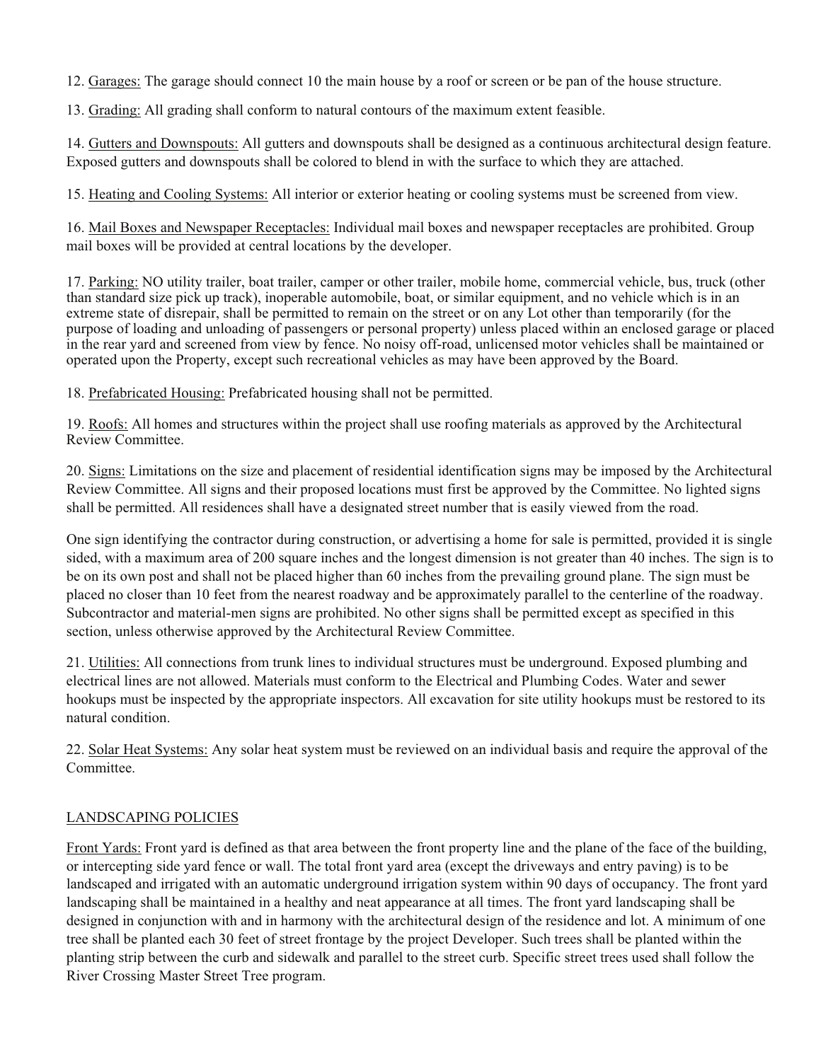12. <u>Garages:</u> The garage should connect 10 the main house by a roof or screen or be pan of the house structure.

13. <u>Grading:</u> All grading shall conform to natural contours of the maximum extent feasible.

14. <u>Gutters and Downspouts:</u> All gutters and downspouts shall be designed as a continuous architectural design feature. Exposed gutters and downspouts shall be colored to blend in with the surface to which they are attached.

15. <u>Heating and Cooling Systems:</u> All interior or exterior heating or cooling systems must be screened from view.

16. <u>Mail Boxes and Newspaper Receptacles:</u> Individual mail boxes and newspaper receptacles are prohibited. Group mail boxes will be provided at central locations by the developer.

17. <u>Parking:</u> NO utility trailer, boat trailer, camper or other trailer, mobile home, commercial vehicle, bus, truck (other than standard size pick up track), inoperable automobile, boat, or similar equipment, and no vehicle which is in an extreme state of disrepair, shall be permitted to remain on the street or on any Lot other than temporarily (for the purpose of loading and unloading of passengers or personal property) unless placed within an enclosed garage or placed in the rear yard and screened from view by fence. No noisy off-road, unlicensed motor vehicles shall be maintained or operated upon the Property, except such recreational vehicles as may have been approved by the Board.

18. <u>Prefabricated Housing:</u> Prefabricated housing shall not be permitted.

19. <u>Roofs:</u> All homes and structures within the project shall use roofing materials as approved by the Architectural Review Committee.

20. <u>Signs:</u> Limitations on the size and placement of residential identification signs may be imposed by the Architectural Review Committee. All signs and their proposed locations must first be approved by the Committee. No lighted signs shall be permitted. All residences shall have a designated street number that is easily viewed from the road.

One sign identifying the contractor during construction, or advertising a home for sale is permitted, provided it is single sided, with a maximum area of 200 square inches and the longest dimension is not greater than 40 inches. The sign is to be on its own post and shall not be placed higher than 60 inches from the prevailing ground plane. The sign must be placed no closer than 10 feet from the nearest roadway and be approximately parallel to the centerline of the roadway. Subcontractor and material-men signs are prohibited. No other signs shall be permitted except as specified in this section, unless otherwise approved by the Architectural Review Committee.

21. <u>Utilities:</u> All connections from trunk lines to individual structures must be underground. Exposed plumbing and electrical lines are not allowed. Materials must conform to the Electrical and Plumbing Codes. Water and sewer hookups must be inspected by the appropriate inspectors. All excavation for site utility hookups must be restored to its natural condition.

22. <u>Solar Heat Systems:</u> Any solar heat system must be reviewed on an individual basis and require the approval of the Committee.

## <u>LANDSCAPING POLICIES</u>

<u>Front Yards:</u> Front yard is defined as that area between the front property line and the plane of the face of the building, or intercepting side yard fence or wall. The total front yard area (except the driveways and entry paving) is to be landscaped and irrigated with an automatic underground irrigation system within 90 days of occupancy. The front yard landscaping shall be maintained in a healthy and neat appearance at all times. The front yard landscaping shall be designed in conjunction with and in harmony with the architectural design of the residence and lot. A minimum of one tree shall be planted each 30 feet of street frontage by the project Developer. Such trees shall be planted within the planting strip between the curb and sidewalk and parallel to the street curb. Specific street trees used shall follow the River Crossing Master Street Tree program.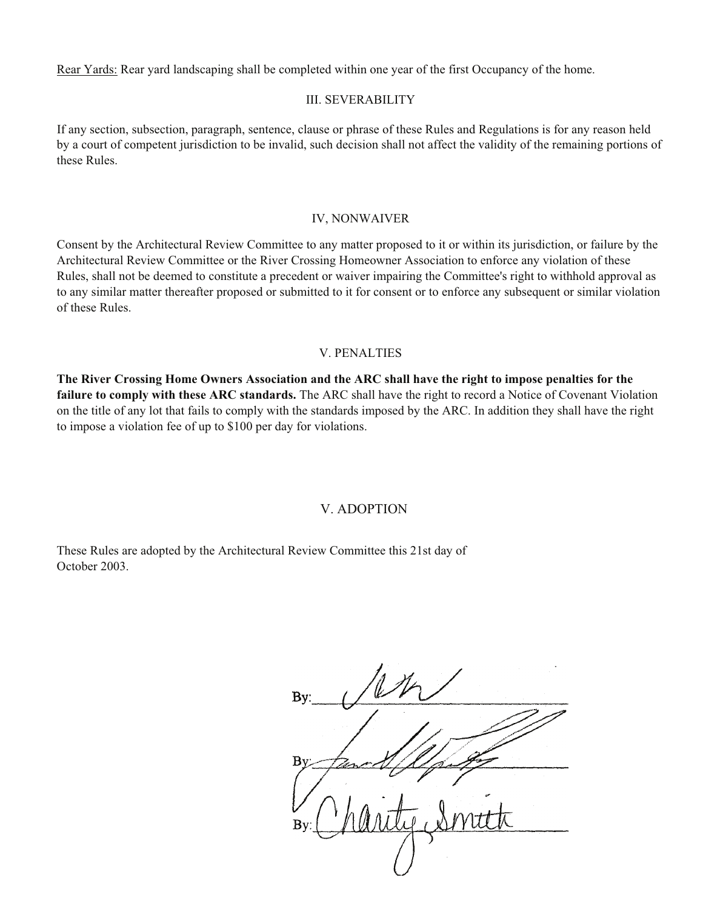Rear Yards: Rear yard landscaping shall be completed within one year of the first Occupancy of the home.

## III. SEVERABILITY

If any section, subsection, paragraph, sentence, clause or phrase of these Rules and Regulations is for any reason held by a court of competent jurisdiction to be invalid, such decision shall not affect the validity of the remaining portions of these Rules.

## IV, NONWAIVER

Consent by the Architectural Review Committee to any matter proposed to it or within its jurisdiction, or failure by the Architectural Review Committee or the River Crossing Homeowner Association to enforce any violation of these Rules, shall not be deemed to constitute a precedent or waiver impairing the Committee's right to withhold approval as to any similar matter thereafter proposed or submitted to it for consent or to enforce any subsequent or similar violation of these Rules.

## V. PENALTIES

**The River Crossing Home Owners Association and the ARC shall have the right to impose penalties for the failure to comply with these ARC standards.** The ARC shall have the right to record a Notice of Covenant Violation on the title of any lot that fails to comply with the standards imposed by the ARC. In addition they shall have the right to impose a violation fee of up to $100 per day for violations.

## V. ADOPTION

These Rules are adopted by the Architectural Review Committee this 21st day of October 2003.

By: John

By: [signature]

By: Charity Smith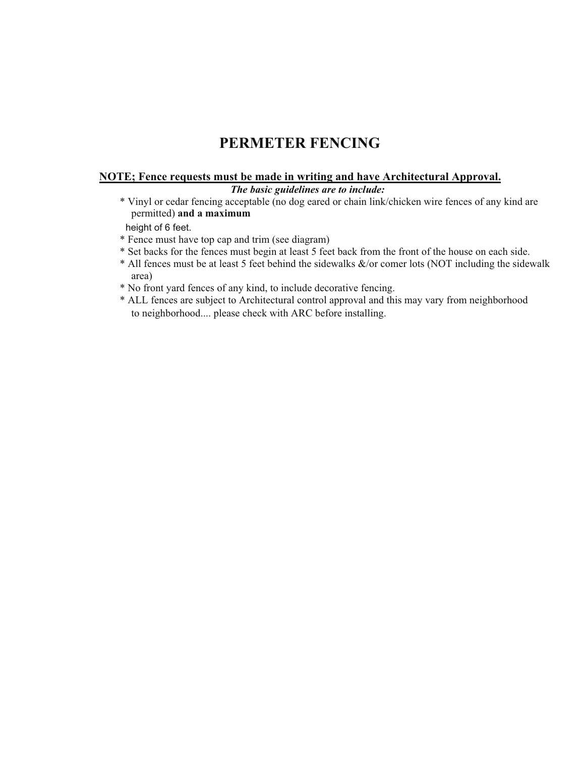# PERMETER FENCING

**NOTE; Fence requests must be made in writing and have Architectural Approval.**

***The basic guidelines are to include:***

* Vinyl or cedar fencing acceptable (no dog eared or chain link/chicken wire fences of any kind are permitted) **and a maximum** height of 6 feet.
* Fence must have top cap and trim (see diagram)
* Set backs for the fences must begin at least 5 feet back from the front of the house on each side.
* All fences must be at least 5 feet behind the sidewalks &/or comer lots (NOT including the sidewalk area)
* No front yard fences of any kind, to include decorative fencing.
* ALL fences are subject to Architectural control approval and this may vary from neighborhood to neighborhood.... please check with ARC before installing.